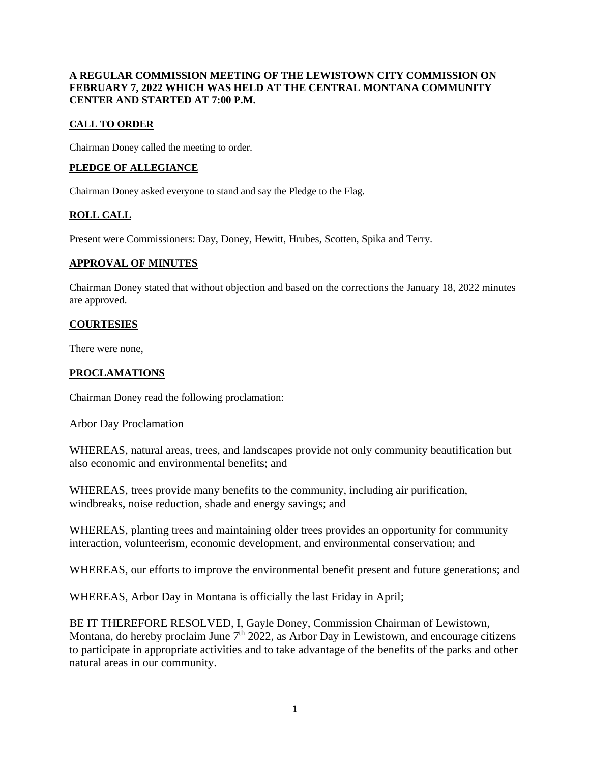**A REGULAR COMMISSION MEETING OF THE LEWISTOWN CITY COMMISSION ON FEBRUARY 7, 2022 WHICH WAS HELD AT THE CENTRAL MONTANA COMMUNITY CENTER AND STARTED AT 7:00 P.M.**

## CALL TO ORDER

Chairman Doney called the meeting to order.

## PLEDGE OF ALLEGIANCE

Chairman Doney asked everyone to stand and say the Pledge to the Flag.

## ROLL CALL

Present were Commissioners: Day, Doney, Hewitt, Hrubes, Scotten, Spika and Terry.

## APPROVAL OF MINUTES

Chairman Doney stated that without objection and based on the corrections the January 18, 2022 minutes are approved.

## COURTESIES

There were none,

## PROCLAMATIONS

Chairman Doney read the following proclamation:

Arbor Day Proclamation

WHEREAS, natural areas, trees, and landscapes provide not only community beautification but also economic and environmental benefits; and

WHEREAS, trees provide many benefits to the community, including air purification, windbreaks, noise reduction, shade and energy savings; and

WHEREAS, planting trees and maintaining older trees provides an opportunity for community interaction, volunteerism, economic development, and environmental conservation; and

WHEREAS, our efforts to improve the environmental benefit present and future generations; and

WHEREAS, Arbor Day in Montana is officially the last Friday in April;

BE IT THEREFORE RESOLVED, I, Gayle Doney, Commission Chairman of Lewistown, Montana, do hereby proclaim June 7th 2022, as Arbor Day in Lewistown, and encourage citizens to participate in appropriate activities and to take advantage of the benefits of the parks and other natural areas in our community.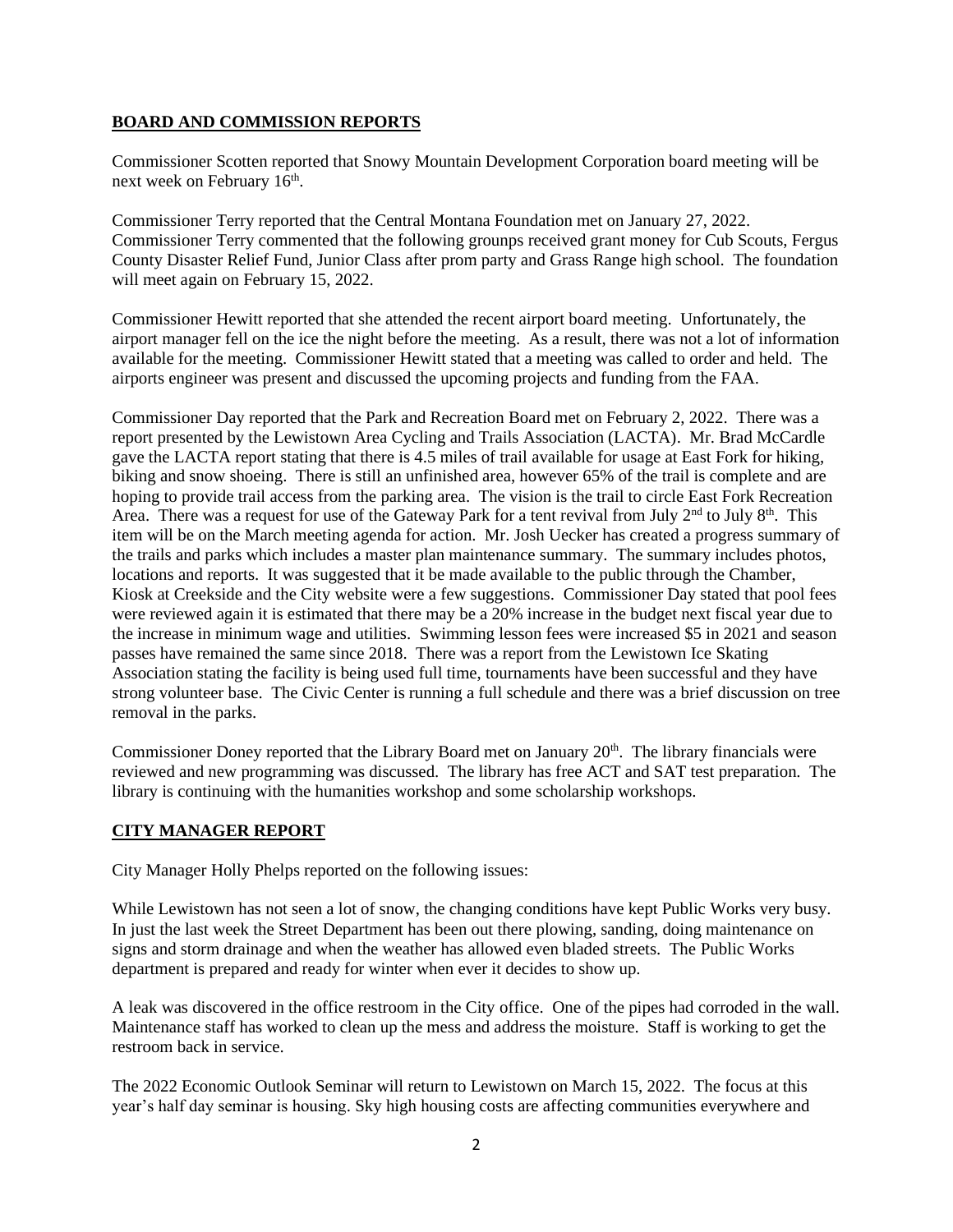## BOARD AND COMMISSION REPORTS

Commissioner Scotten reported that Snowy Mountain Development Corporation board meeting will be next week on February 16th.

Commissioner Terry reported that the Central Montana Foundation met on January 27, 2022. Commissioner Terry commented that the following grounps received grant money for Cub Scouts, Fergus County Disaster Relief Fund, Junior Class after prom party and Grass Range high school. The foundation will meet again on February 15, 2022.

Commissioner Hewitt reported that she attended the recent airport board meeting. Unfortunately, the airport manager fell on the ice the night before the meeting. As a result, there was not a lot of information available for the meeting. Commissioner Hewitt stated that a meeting was called to order and held. The airports engineer was present and discussed the upcoming projects and funding from the FAA.

Commissioner Day reported that the Park and Recreation Board met on February 2, 2022. There was a report presented by the Lewistown Area Cycling and Trails Association (LACTA). Mr. Brad McCardle gave the LACTA report stating that there is 4.5 miles of trail available for usage at East Fork for hiking, biking and snow shoeing. There is still an unfinished area, however 65% of the trail is complete and are hoping to provide trail access from the parking area. The vision is the trail to circle East Fork Recreation Area. There was a request for use of the Gateway Park for a tent revival from July 2nd to July 8th. This item will be on the March meeting agenda for action. Mr. Josh Uecker has created a progress summary of the trails and parks which includes a master plan maintenance summary. The summary includes photos, locations and reports. It was suggested that it be made available to the public through the Chamber, Kiosk at Creekside and the City website were a few suggestions. Commissioner Day stated that pool fees were reviewed again it is estimated that there may be a 20% increase in the budget next fiscal year due to the increase in minimum wage and utilities. Swimming lesson fees were increased $5 in 2021 and season passes have remained the same since 2018. There was a report from the Lewistown Ice Skating Association stating the facility is being used full time, tournaments have been successful and they have strong volunteer base. The Civic Center is running a full schedule and there was a brief discussion on tree removal in the parks.

Commissioner Doney reported that the Library Board met on January 20th. The library financials were reviewed and new programming was discussed. The library has free ACT and SAT test preparation. The library is continuing with the humanities workshop and some scholarship workshops.

## CITY MANAGER REPORT

City Manager Holly Phelps reported on the following issues:

While Lewistown has not seen a lot of snow, the changing conditions have kept Public Works very busy. In just the last week the Street Department has been out there plowing, sanding, doing maintenance on signs and storm drainage and when the weather has allowed even bladed streets. The Public Works department is prepared and ready for winter when ever it decides to show up.

A leak was discovered in the office restroom in the City office. One of the pipes had corroded in the wall. Maintenance staff has worked to clean up the mess and address the moisture. Staff is working to get the restroom back in service.

The 2022 Economic Outlook Seminar will return to Lewistown on March 15, 2022. The focus at this year's half day seminar is housing. Sky high housing costs are affecting communities everywhere and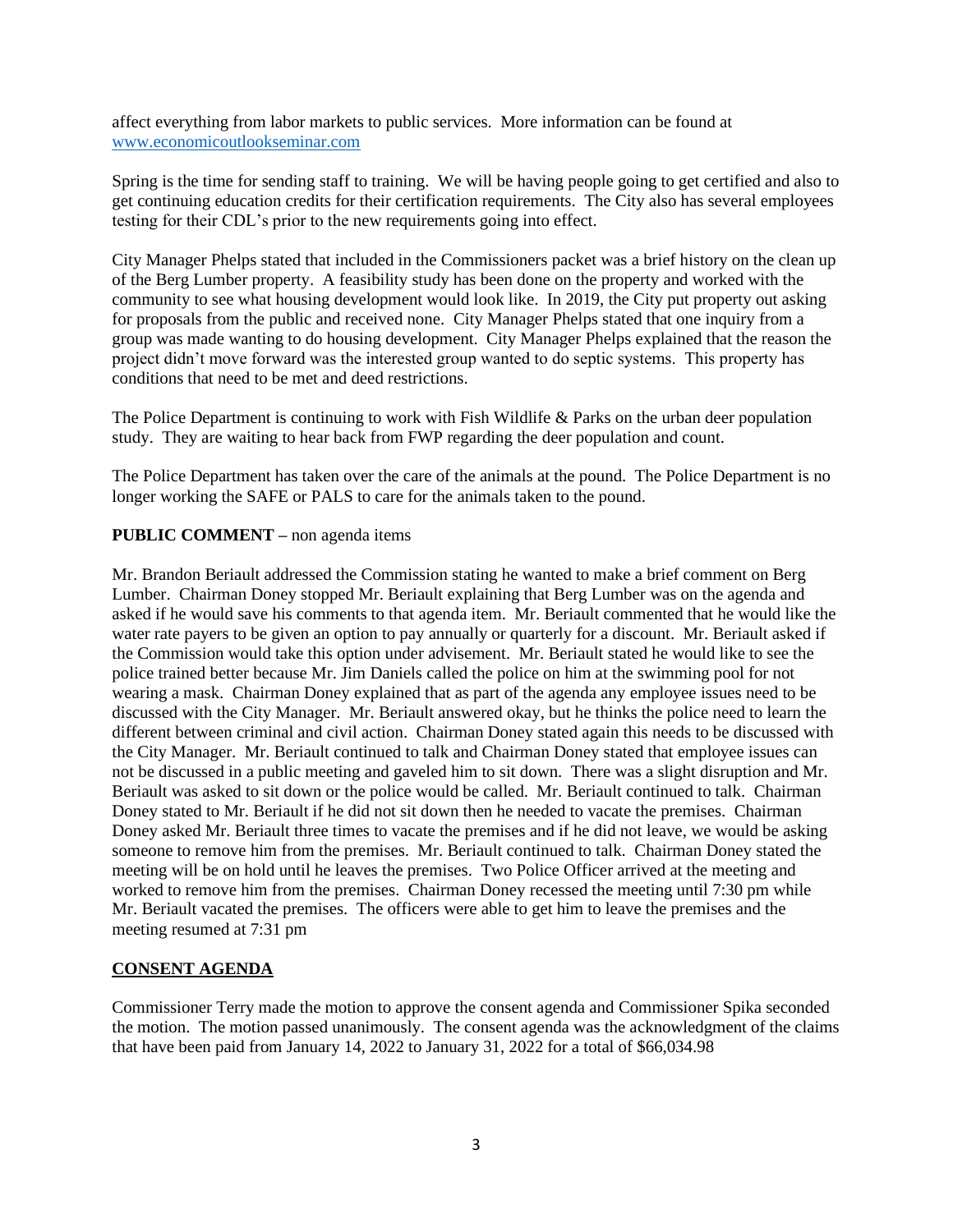affect everything from labor markets to public services. More information can be found at [www.economicoutlookseminar.com](http://www.economicoutlookseminar.com)

Spring is the time for sending staff to training. We will be having people going to get certified and also to get continuing education credits for their certification requirements. The City also has several employees testing for their CDL's prior to the new requirements going into effect.

City Manager Phelps stated that included in the Commissioners packet was a brief history on the clean up of the Berg Lumber property. A feasibility study has been done on the property and worked with the community to see what housing development would look like. In 2019, the City put property out asking for proposals from the public and received none. City Manager Phelps stated that one inquiry from a group was made wanting to do housing development. City Manager Phelps explained that the reason the project didn't move forward was the interested group wanted to do septic systems. This property has conditions that need to be met and deed restrictions.

The Police Department is continuing to work with Fish Wildlife & Parks on the urban deer population study. They are waiting to hear back from FWP regarding the deer population and count.

The Police Department has taken over the care of the animals at the pound. The Police Department is no longer working the SAFE or PALS to care for the animals taken to the pound.

**PUBLIC COMMENT –** non agenda items

Mr. Brandon Beriault addressed the Commission stating he wanted to make a brief comment on Berg Lumber. Chairman Doney stopped Mr. Beriault explaining that Berg Lumber was on the agenda and asked if he would save his comments to that agenda item. Mr. Beriault commented that he would like the water rate payers to be given an option to pay annually or quarterly for a discount. Mr. Beriault asked if the Commission would take this option under advisement. Mr. Beriault stated he would like to see the police trained better because Mr. Jim Daniels called the police on him at the swimming pool for not wearing a mask. Chairman Doney explained that as part of the agenda any employee issues need to be discussed with the City Manager. Mr. Beriault answered okay, but he thinks the police need to learn the different between criminal and civil action. Chairman Doney stated again this needs to be discussed with the City Manager. Mr. Beriault continued to talk and Chairman Doney stated that employee issues can not be discussed in a public meeting and gaveled him to sit down. There was a slight disruption and Mr. Beriault was asked to sit down or the police would be called. Mr. Beriault continued to talk. Chairman Doney stated to Mr. Beriault if he did not sit down then he needed to vacate the premises. Chairman Doney asked Mr. Beriault three times to vacate the premises and if he did not leave, we would be asking someone to remove him from the premises. Mr. Beriault continued to talk. Chairman Doney stated the meeting will be on hold until he leaves the premises. Two Police Officer arrived at the meeting and worked to remove him from the premises. Chairman Doney recessed the meeting until 7:30 pm while Mr. Beriault vacated the premises. The officers were able to get him to leave the premises and the meeting resumed at 7:31 pm

**CONSENT AGENDA**

Commissioner Terry made the motion to approve the consent agenda and Commissioner Spika seconded the motion. The motion passed unanimously. The consent agenda was the acknowledgment of the claims that have been paid from January 14, 2022 to January 31, 2022 for a total of $66,034.98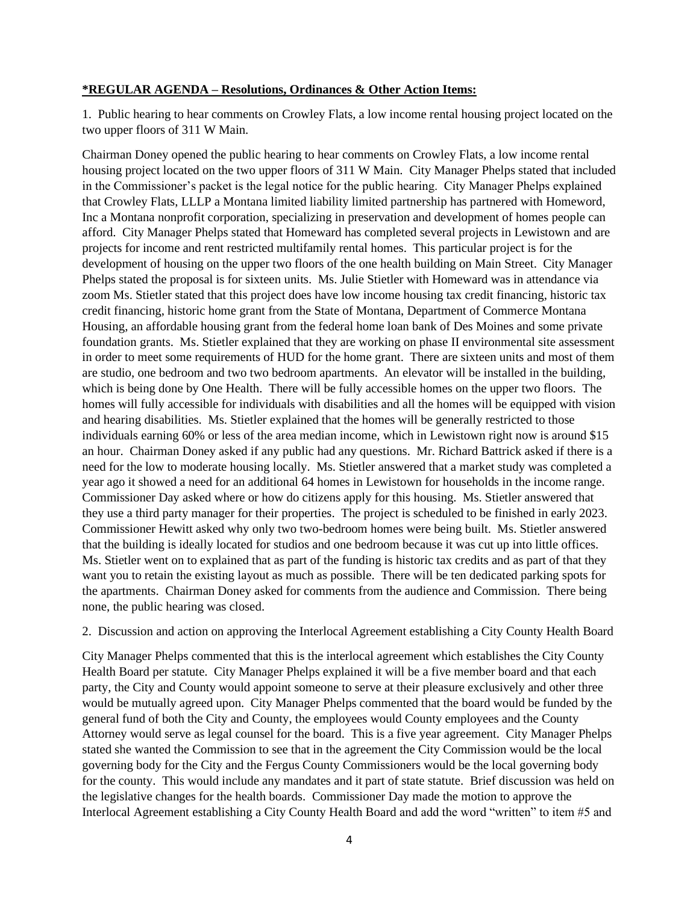**\*REGULAR AGENDA – Resolutions, Ordinances & Other Action Items:**

1. Public hearing to hear comments on Crowley Flats, a low income rental housing project located on the two upper floors of 311 W Main.

Chairman Doney opened the public hearing to hear comments on Crowley Flats, a low income rental housing project located on the two upper floors of 311 W Main. City Manager Phelps stated that included in the Commissioner's packet is the legal notice for the public hearing. City Manager Phelps explained that Crowley Flats, LLLP a Montana limited liability limited partnership has partnered with Homeword, Inc a Montana nonprofit corporation, specializing in preservation and development of homes people can afford. City Manager Phelps stated that Homeward has completed several projects in Lewistown and are projects for income and rent restricted multifamily rental homes. This particular project is for the development of housing on the upper two floors of the one health building on Main Street. City Manager Phelps stated the proposal is for sixteen units. Ms. Julie Stietler with Homeward was in attendance via zoom Ms. Stietler stated that this project does have low income housing tax credit financing, historic tax credit financing, historic home grant from the State of Montana, Department of Commerce Montana Housing, an affordable housing grant from the federal home loan bank of Des Moines and some private foundation grants. Ms. Stietler explained that they are working on phase II environmental site assessment in order to meet some requirements of HUD for the home grant. There are sixteen units and most of them are studio, one bedroom and two two bedroom apartments. An elevator will be installed in the building, which is being done by One Health. There will be fully accessible homes on the upper two floors. The homes will fully accessible for individuals with disabilities and all the homes will be equipped with vision and hearing disabilities. Ms. Stietler explained that the homes will be generally restricted to those individuals earning 60% or less of the area median income, which in Lewistown right now is around $15 an hour. Chairman Doney asked if any public had any questions. Mr. Richard Battrick asked if there is a need for the low to moderate housing locally. Ms. Stietler answered that a market study was completed a year ago it showed a need for an additional 64 homes in Lewistown for households in the income range. Commissioner Day asked where or how do citizens apply for this housing. Ms. Stietler answered that they use a third party manager for their properties. The project is scheduled to be finished in early 2023. Commissioner Hewitt asked why only two two-bedroom homes were being built. Ms. Stietler answered that the building is ideally located for studios and one bedroom because it was cut up into little offices. Ms. Stietler went on to explained that as part of the funding is historic tax credits and as part of that they want you to retain the existing layout as much as possible. There will be ten dedicated parking spots for the apartments. Chairman Doney asked for comments from the audience and Commission. There being none, the public hearing was closed.

2. Discussion and action on approving the Interlocal Agreement establishing a City County Health Board

City Manager Phelps commented that this is the interlocal agreement which establishes the City County Health Board per statute. City Manager Phelps explained it will be a five member board and that each party, the City and County would appoint someone to serve at their pleasure exclusively and other three would be mutually agreed upon. City Manager Phelps commented that the board would be funded by the general fund of both the City and County, the employees would County employees and the County Attorney would serve as legal counsel for the board. This is a five year agreement. City Manager Phelps stated she wanted the Commission to see that in the agreement the City Commission would be the local governing body for the City and the Fergus County Commissioners would be the local governing body for the county. This would include any mandates and it part of state statute. Brief discussion was held on the legislative changes for the health boards. Commissioner Day made the motion to approve the Interlocal Agreement establishing a City County Health Board and add the word "written" to item #5 and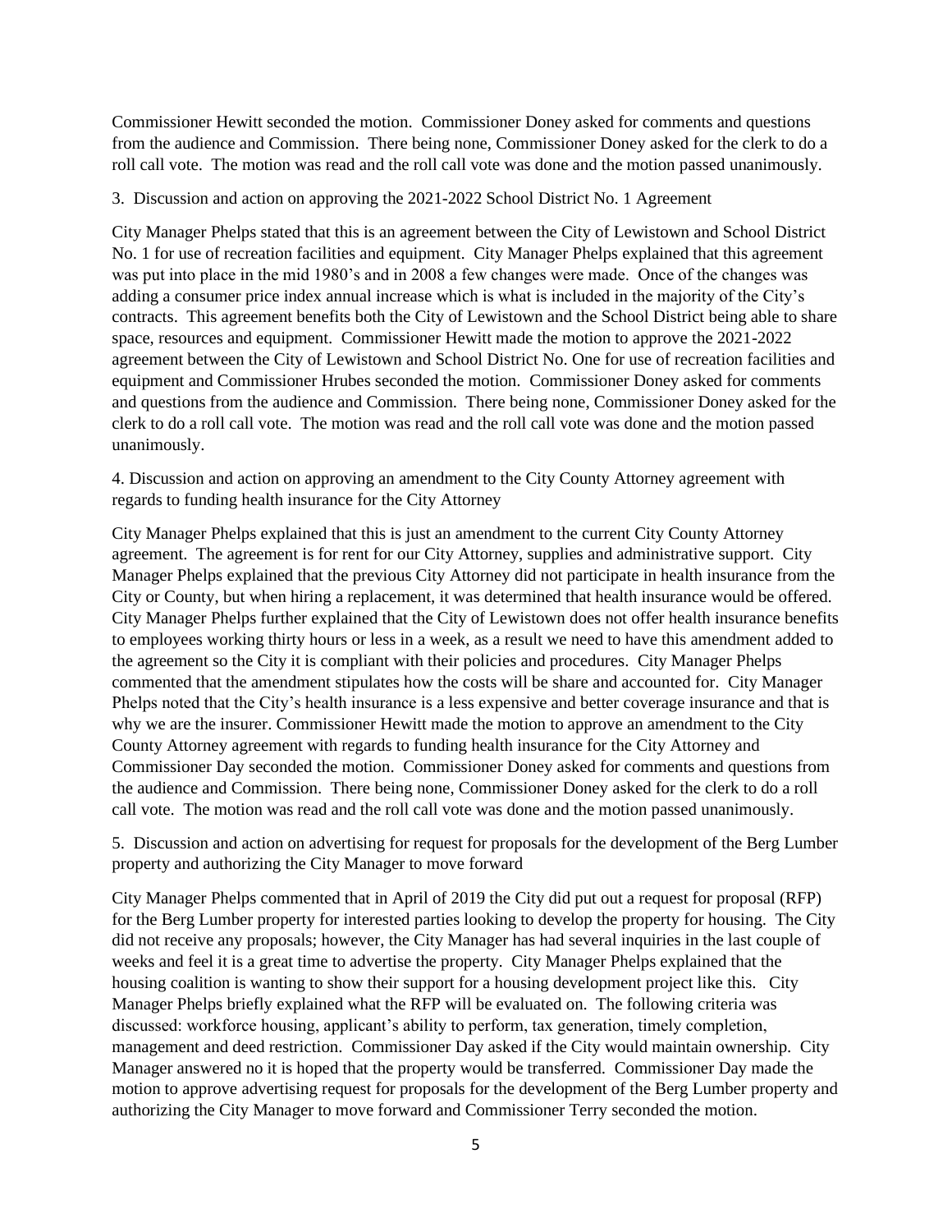Commissioner Hewitt seconded the motion. Commissioner Doney asked for comments and questions from the audience and Commission. There being none, Commissioner Doney asked for the clerk to do a roll call vote. The motion was read and the roll call vote was done and the motion passed unanimously.

3. Discussion and action on approving the 2021-2022 School District No. 1 Agreement

City Manager Phelps stated that this is an agreement between the City of Lewistown and School District No. 1 for use of recreation facilities and equipment. City Manager Phelps explained that this agreement was put into place in the mid 1980's and in 2008 a few changes were made. Once of the changes was adding a consumer price index annual increase which is what is included in the majority of the City's contracts. This agreement benefits both the City of Lewistown and the School District being able to share space, resources and equipment. Commissioner Hewitt made the motion to approve the 2021-2022 agreement between the City of Lewistown and School District No. One for use of recreation facilities and equipment and Commissioner Hrubes seconded the motion. Commissioner Doney asked for comments and questions from the audience and Commission. There being none, Commissioner Doney asked for the clerk to do a roll call vote. The motion was read and the roll call vote was done and the motion passed unanimously.

4. Discussion and action on approving an amendment to the City County Attorney agreement with regards to funding health insurance for the City Attorney

City Manager Phelps explained that this is just an amendment to the current City County Attorney agreement. The agreement is for rent for our City Attorney, supplies and administrative support. City Manager Phelps explained that the previous City Attorney did not participate in health insurance from the City or County, but when hiring a replacement, it was determined that health insurance would be offered. City Manager Phelps further explained that the City of Lewistown does not offer health insurance benefits to employees working thirty hours or less in a week, as a result we need to have this amendment added to the agreement so the City it is compliant with their policies and procedures. City Manager Phelps commented that the amendment stipulates how the costs will be share and accounted for. City Manager Phelps noted that the City's health insurance is a less expensive and better coverage insurance and that is why we are the insurer. Commissioner Hewitt made the motion to approve an amendment to the City County Attorney agreement with regards to funding health insurance for the City Attorney and Commissioner Day seconded the motion. Commissioner Doney asked for comments and questions from the audience and Commission. There being none, Commissioner Doney asked for the clerk to do a roll call vote. The motion was read and the roll call vote was done and the motion passed unanimously.

5. Discussion and action on advertising for request for proposals for the development of the Berg Lumber property and authorizing the City Manager to move forward

City Manager Phelps commented that in April of 2019 the City did put out a request for proposal (RFP) for the Berg Lumber property for interested parties looking to develop the property for housing. The City did not receive any proposals; however, the City Manager has had several inquiries in the last couple of weeks and feel it is a great time to advertise the property. City Manager Phelps explained that the housing coalition is wanting to show their support for a housing development project like this. City Manager Phelps briefly explained what the RFP will be evaluated on. The following criteria was discussed: workforce housing, applicant's ability to perform, tax generation, timely completion, management and deed restriction. Commissioner Day asked if the City would maintain ownership. City Manager answered no it is hoped that the property would be transferred. Commissioner Day made the motion to approve advertising request for proposals for the development of the Berg Lumber property and authorizing the City Manager to move forward and Commissioner Terry seconded the motion.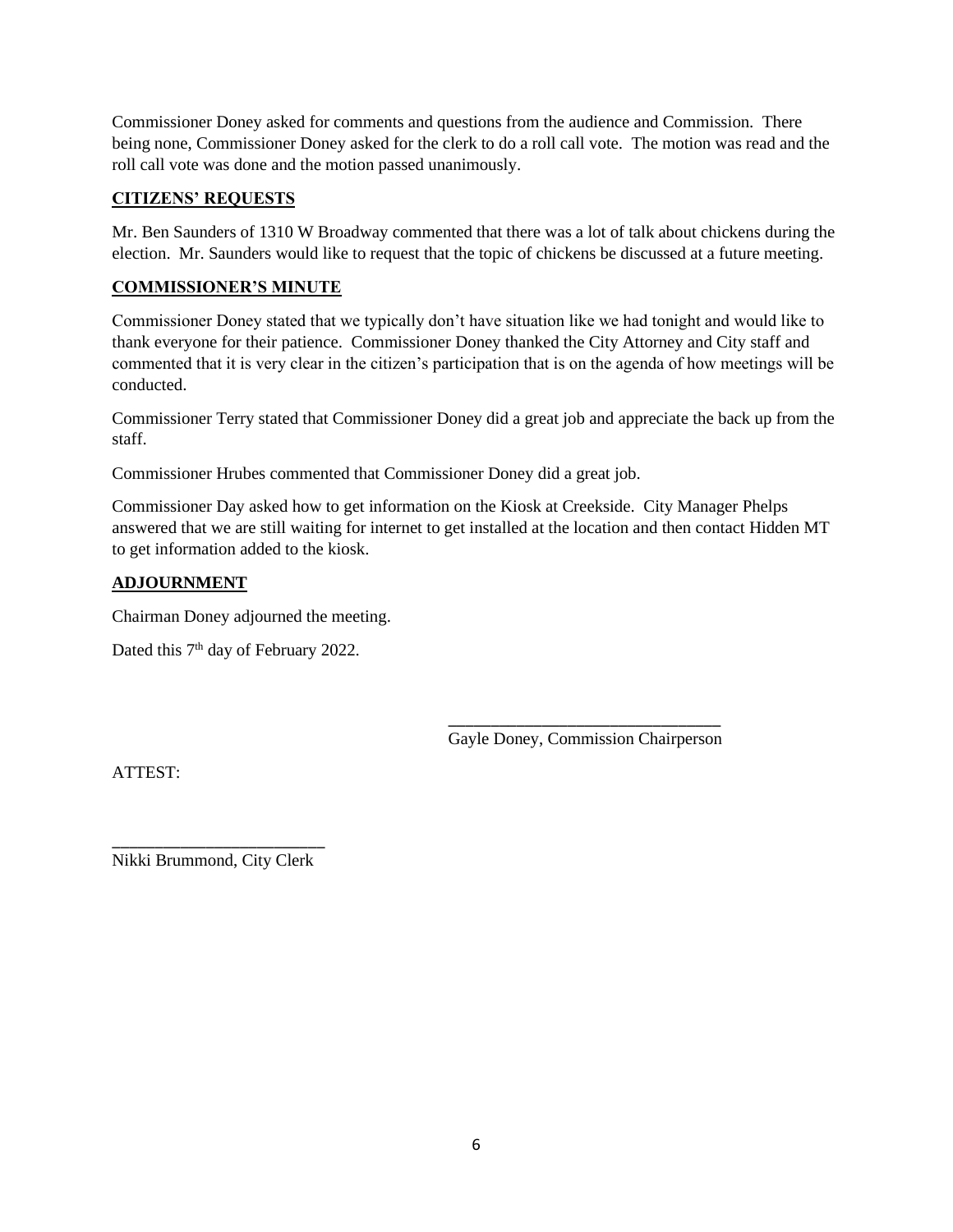Commissioner Doney asked for comments and questions from the audience and Commission. There being none, Commissioner Doney asked for the clerk to do a roll call vote. The motion was read and the roll call vote was done and the motion passed unanimously.

## CITIZENS' REQUESTS

Mr. Ben Saunders of 1310 W Broadway commented that there was a lot of talk about chickens during the election. Mr. Saunders would like to request that the topic of chickens be discussed at a future meeting.

## COMMISSIONER'S MINUTE

Commissioner Doney stated that we typically don't have situation like we had tonight and would like to thank everyone for their patience. Commissioner Doney thanked the City Attorney and City staff and commented that it is very clear in the citizen's participation that is on the agenda of how meetings will be conducted.

Commissioner Terry stated that Commissioner Doney did a great job and appreciate the back up from the staff.

Commissioner Hrubes commented that Commissioner Doney did a great job.

Commissioner Day asked how to get information on the Kiosk at Creekside. City Manager Phelps answered that we are still waiting for internet to get installed at the location and then contact Hidden MT to get information added to the kiosk.

## ADJOURNMENT

Chairman Doney adjourned the meeting.

Dated this 7th day of February 2022.

_______________________________
Gayle Doney, Commission Chairperson

ATTEST:

________________________
Nikki Brummond, City Clerk